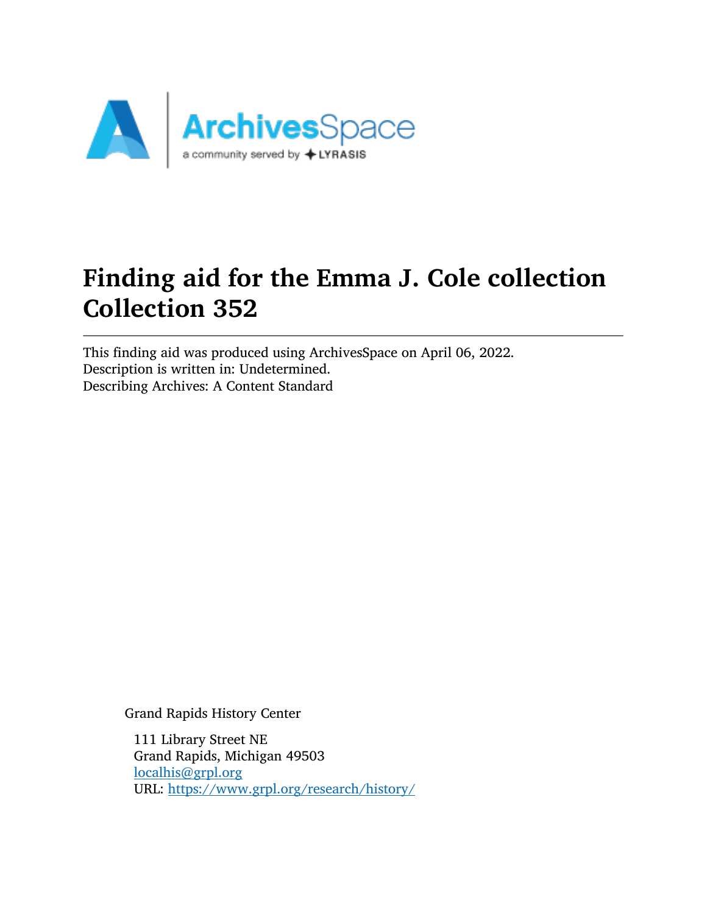# Finding aid for the Emma J. Cole collection Collection 352

This finding aid was produced using ArchivesSpace on April 06, 2022.
Description is written in: Undetermined.
Describing Archives: A Content Standard

Grand Rapids History Center

111 Library Street NE
Grand Rapids, Michigan 49503
localhis@grpl.org
URL: https://www.grpl.org/research/history/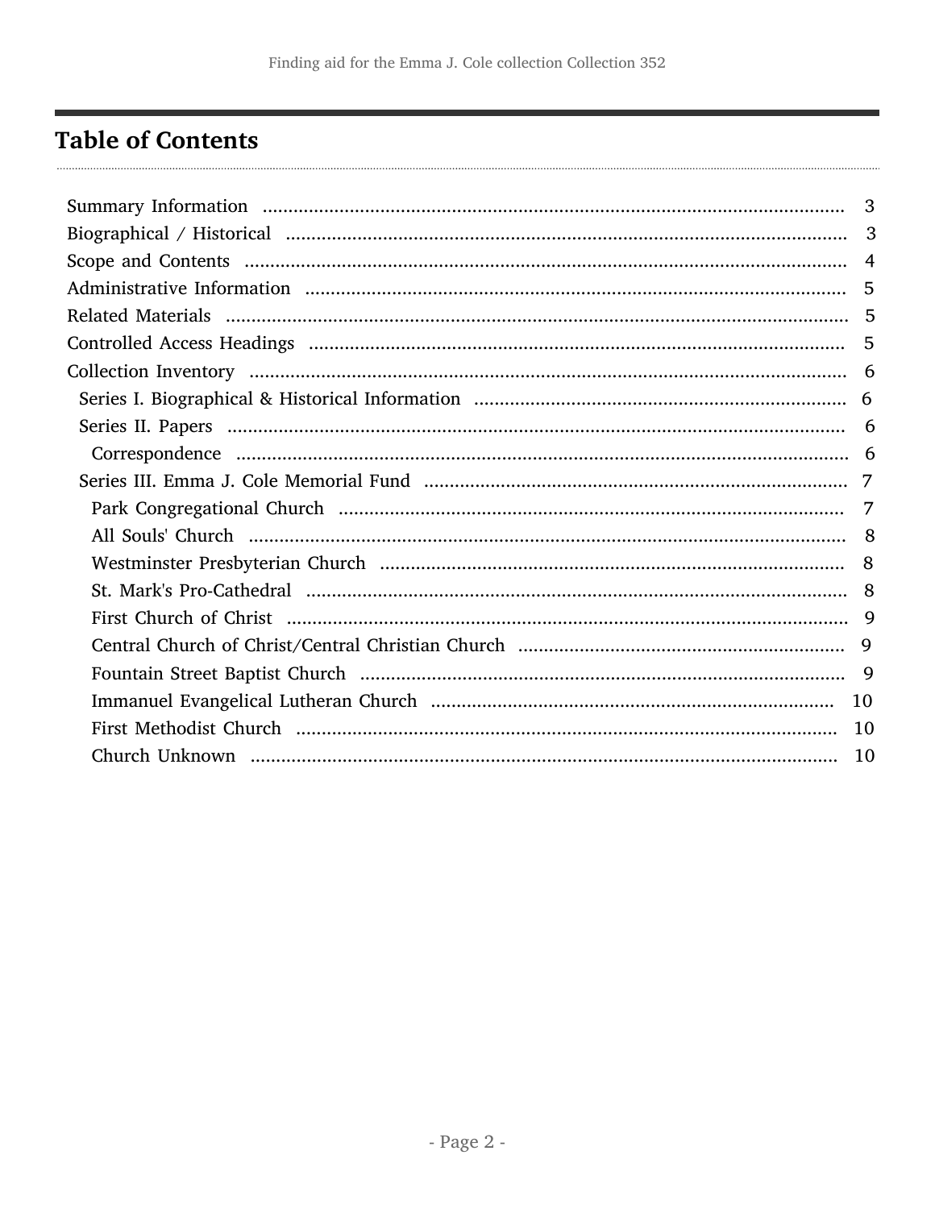## Table of Contents

- Summary Information ... 3
- Biographical / Historical ... 3
- Scope and Contents ... 4
- Administrative Information ... 5
- Related Materials ... 5
- Controlled Access Headings ... 5
- Collection Inventory ... 6
  - Series I. Biographical & Historical Information ... 6
  - Series II. Papers ... 6
    - Correspondence ... 6
  - Series III. Emma J. Cole Memorial Fund ... 7
    - Park Congregational Church ... 7
    - All Souls' Church ... 8
    - Westminster Presbyterian Church ... 8
    - St. Mark's Pro-Cathedral ... 8
    - First Church of Christ ... 9
    - Central Church of Christ/Central Christian Church ... 9
    - Fountain Street Baptist Church ... 9
    - Immanuel Evangelical Lutheran Church ... 10
    - First Methodist Church ... 10
    - Church Unknown ... 10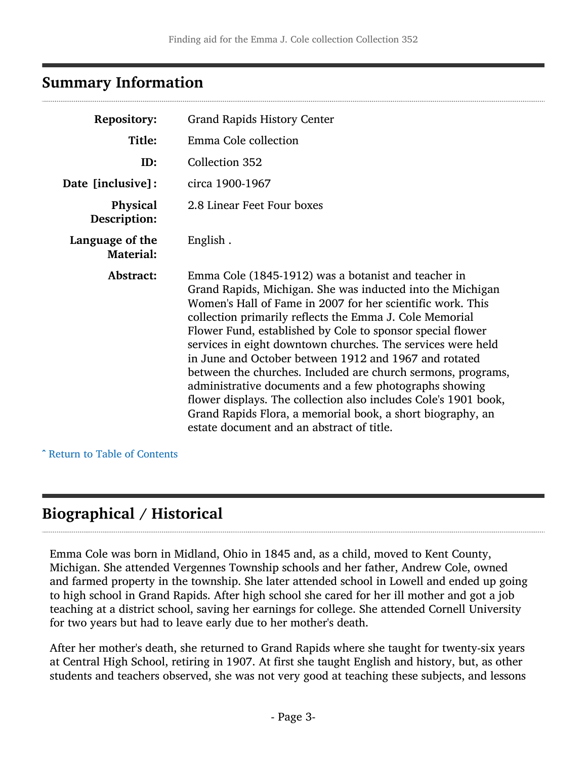## Summary Information

| | |
|---|---|
| **Repository:** | Grand Rapids History Center |
| **Title:** | Emma Cole collection |
| **ID:** | Collection 352 |
| **Date [inclusive]:** | circa 1900-1967 |
| **Physical Description:** | 2.8 Linear Feet Four boxes |
| **Language of the Material:** | English . |
| **Abstract:** | Emma Cole (1845-1912) was a botanist and teacher in Grand Rapids, Michigan. She was inducted into the Michigan Women's Hall of Fame in 2007 for her scientific work. This collection primarily reflects the Emma J. Cole Memorial Flower Fund, established by Cole to sponsor special flower services in eight downtown churches. The services were held in June and October between 1912 and 1967 and rotated between the churches. Included are church sermons, programs, administrative documents and a few photographs showing flower displays. The collection also includes Cole's 1901 book, Grand Rapids Flora, a memorial book, a short biography, an estate document and an abstract of title. |

ˆ Return to Table of Contents

## Biographical / Historical

Emma Cole was born in Midland, Ohio in 1845 and, as a child, moved to Kent County, Michigan. She attended Vergennes Township schools and her father, Andrew Cole, owned and farmed property in the township. She later attended school in Lowell and ended up going to high school in Grand Rapids. After high school she cared for her ill mother and got a job teaching at a district school, saving her earnings for college. She attended Cornell University for two years but had to leave early due to her mother's death.

After her mother's death, she returned to Grand Rapids where she taught for twenty-six years at Central High School, retiring in 1907. At first she taught English and history, but, as other students and teachers observed, she was not very good at teaching these subjects, and lessons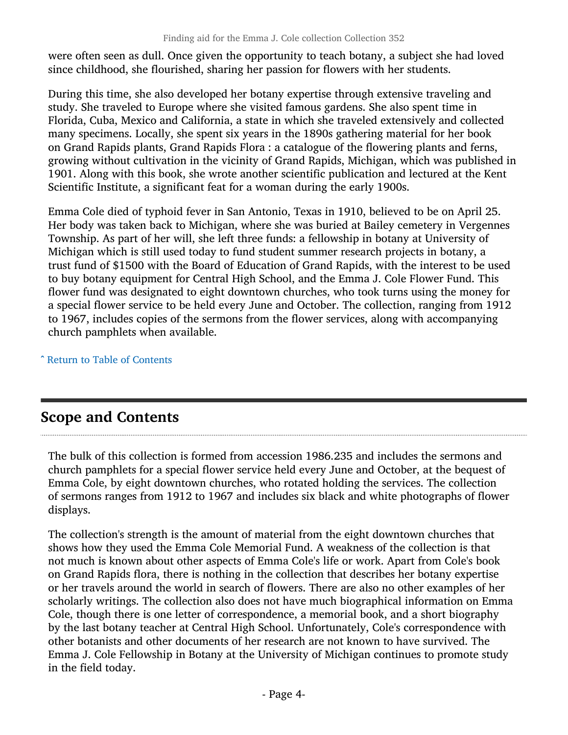were often seen as dull. Once given the opportunity to teach botany, a subject she had loved since childhood, she flourished, sharing her passion for flowers with her students.

During this time, she also developed her botany expertise through extensive traveling and study. She traveled to Europe where she visited famous gardens. She also spent time in Florida, Cuba, Mexico and California, a state in which she traveled extensively and collected many specimens. Locally, she spent six years in the 1890s gathering material for her book on Grand Rapids plants, Grand Rapids Flora : a catalogue of the flowering plants and ferns, growing without cultivation in the vicinity of Grand Rapids, Michigan, which was published in 1901. Along with this book, she wrote another scientific publication and lectured at the Kent Scientific Institute, a significant feat for a woman during the early 1900s.

Emma Cole died of typhoid fever in San Antonio, Texas in 1910, believed to be on April 25. Her body was taken back to Michigan, where she was buried at Bailey cemetery in Vergennes Township. As part of her will, she left three funds: a fellowship in botany at University of Michigan which is still used today to fund student summer research projects in botany, a trust fund of $1500 with the Board of Education of Grand Rapids, with the interest to be used to buy botany equipment for Central High School, and the Emma J. Cole Flower Fund. This flower fund was designated to eight downtown churches, who took turns using the money for a special flower service to be held every June and October. The collection, ranging from 1912 to 1967, includes copies of the sermons from the flower services, along with accompanying church pamphlets when available.

ˆ Return to Table of Contents

## Scope and Contents

The bulk of this collection is formed from accession 1986.235 and includes the sermons and church pamphlets for a special flower service held every June and October, at the bequest of Emma Cole, by eight downtown churches, who rotated holding the services. The collection of sermons ranges from 1912 to 1967 and includes six black and white photographs of flower displays.

The collection's strength is the amount of material from the eight downtown churches that shows how they used the Emma Cole Memorial Fund. A weakness of the collection is that not much is known about other aspects of Emma Cole's life or work. Apart from Cole's book on Grand Rapids flora, there is nothing in the collection that describes her botany expertise or her travels around the world in search of flowers. There are also no other examples of her scholarly writings. The collection also does not have much biographical information on Emma Cole, though there is one letter of correspondence, a memorial book, and a short biography by the last botany teacher at Central High School. Unfortunately, Cole's correspondence with other botanists and other documents of her research are not known to have survived. The Emma J. Cole Fellowship in Botany at the University of Michigan continues to promote study in the field today.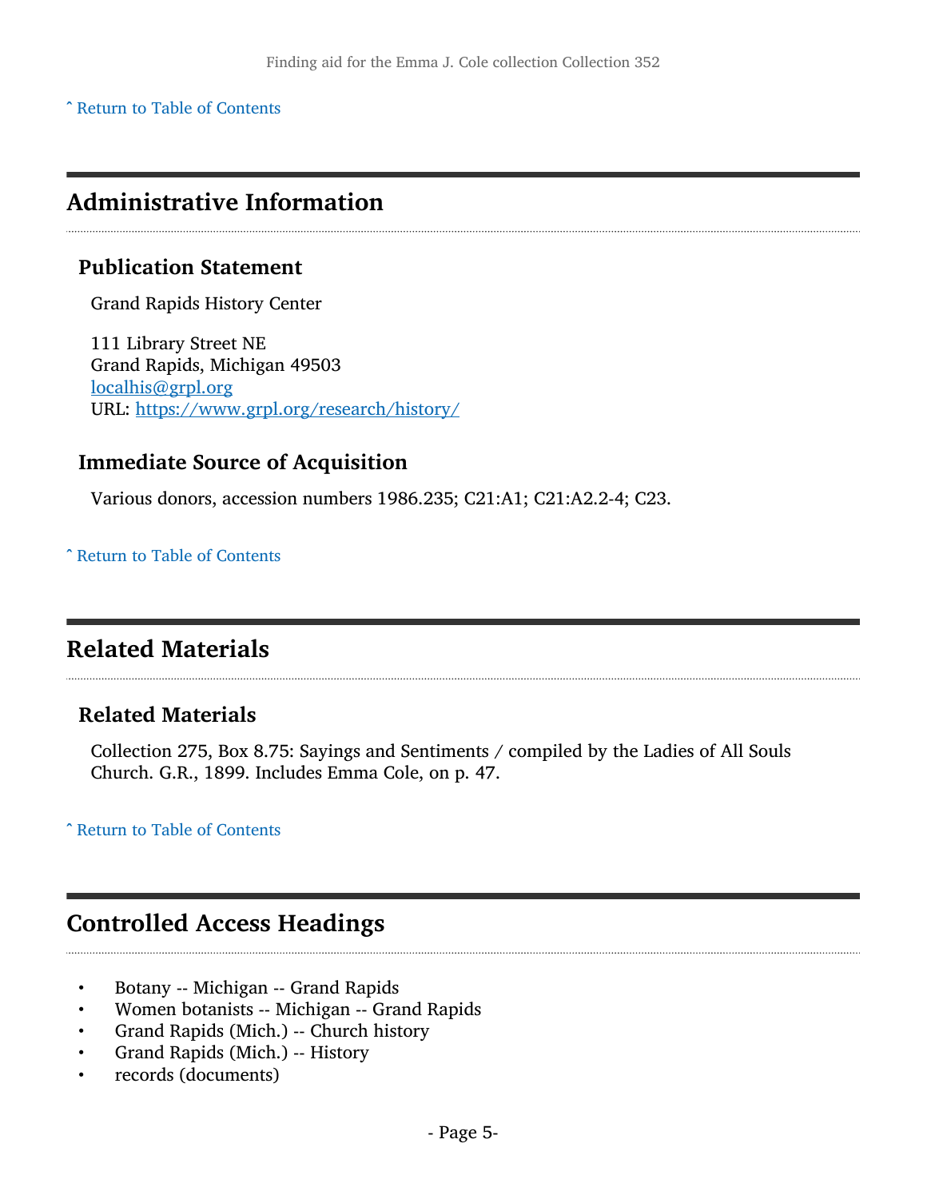[ˆ Return to Table of Contents]

## Administrative Information

### Publication Statement

Grand Rapids History Center

111 Library Street NE
Grand Rapids, Michigan 49503
localhis@grpl.org
URL: https://www.grpl.org/research/history/

### Immediate Source of Acquisition

Various donors, accession numbers 1986.235; C21:A1; C21:A2.2-4; C23.

[ˆ Return to Table of Contents]

## Related Materials

### Related Materials

Collection 275, Box 8.75: Sayings and Sentiments / compiled by the Ladies of All Souls Church. G.R., 1899. Includes Emma Cole, on p. 47.

[ˆ Return to Table of Contents]

## Controlled Access Headings

- Botany -- Michigan -- Grand Rapids
- Women botanists -- Michigan -- Grand Rapids
- Grand Rapids (Mich.) -- Church history
- Grand Rapids (Mich.) -- History
- records (documents)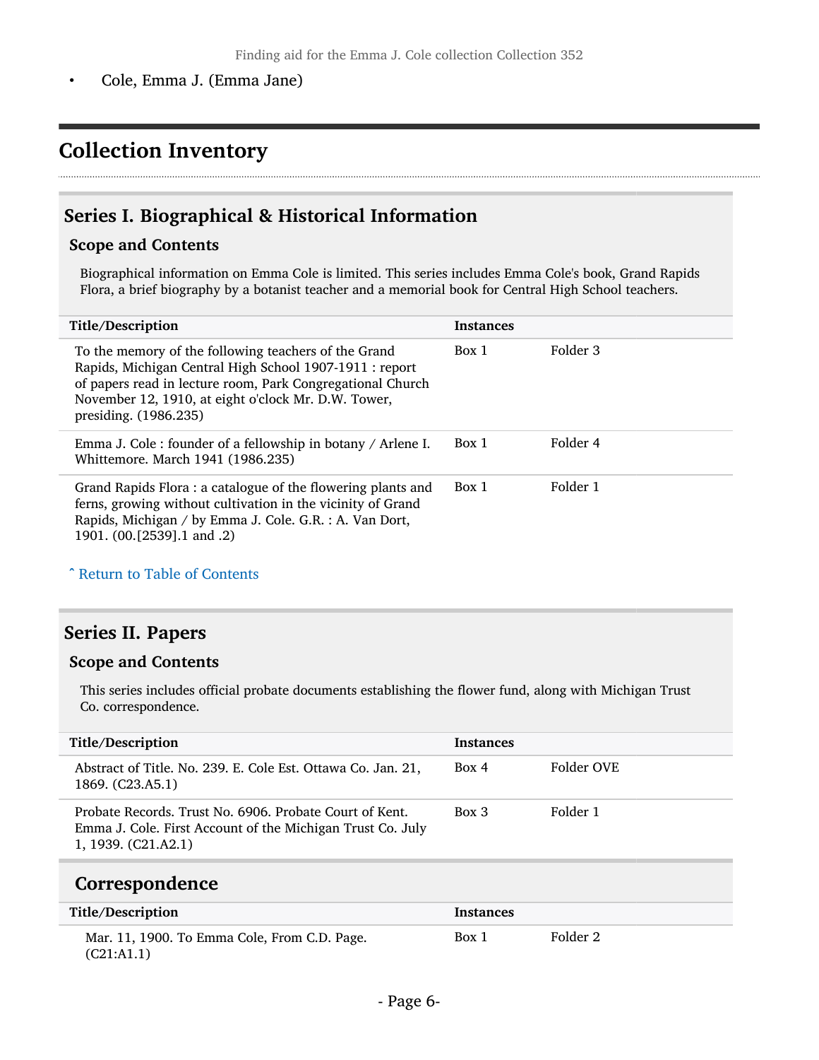- Cole, Emma J. (Emma Jane)

## Collection Inventory

### Series I. Biographical & Historical Information

#### Scope and Contents

Biographical information on Emma Cole is limited. This series includes Emma Cole's book, Grand Rapids Flora, a brief biography by a botanist teacher and a memorial book for Central High School teachers.

| Title/Description | Instances | |
|---|---|---|
| To the memory of the following teachers of the Grand Rapids, Michigan Central High School 1907-1911 : report of papers read in lecture room, Park Congregational Church November 12, 1910, at eight o'clock Mr. D.W. Tower, presiding. (1986.235) | Box 1 | Folder 3 |
| Emma J. Cole : founder of a fellowship in botany / Arlene I. Whittemore. March 1941 (1986.235) | Box 1 | Folder 4 |
| Grand Rapids Flora : a catalogue of the flowering plants and ferns, growing without cultivation in the vicinity of Grand Rapids, Michigan / by Emma J. Cole. G.R. : A. Van Dort, 1901. (00.[2539].1 and .2) | Box 1 | Folder 1 |

ˆ Return to Table of Contents

### Series II. Papers

#### Scope and Contents

This series includes official probate documents establishing the flower fund, along with Michigan Trust Co. correspondence.

| Title/Description | Instances | |
|---|---|---|
| Abstract of Title. No. 239. E. Cole Est. Ottawa Co. Jan. 21, 1869. (C23.A5.1) | Box 4 | Folder OVE |
| Probate Records. Trust No. 6906. Probate Court of Kent. Emma J. Cole. First Account of the Michigan Trust Co. July 1, 1939. (C21.A2.1) | Box 3 | Folder 1 |

#### Correspondence

| Title/Description | Instances | |
|---|---|---|
| Mar. 11, 1900. To Emma Cole, From C.D. Page. (C21:A1.1) | Box 1 | Folder 2 |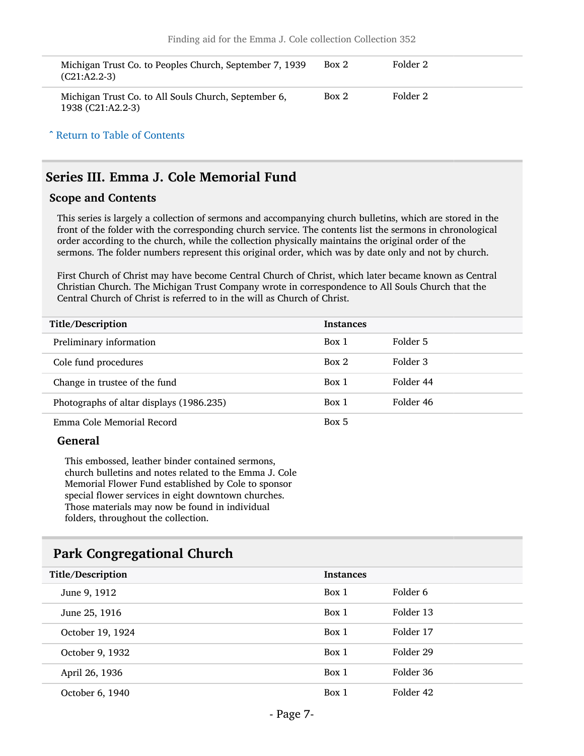| | | |
|---|---|---|
| Michigan Trust Co. to Peoples Church, September 7, 1939 (C21:A2.2-3) | Box 2 | Folder 2 |
| Michigan Trust Co. to All Souls Church, September 6, 1938 (C21:A2.2-3) | Box 2 | Folder 2 |

ˆ Return to Table of Contents

## Series III. Emma J. Cole Memorial Fund

### Scope and Contents

This series is largely a collection of sermons and accompanying church bulletins, which are stored in the front of the folder with the corresponding church service. The contents list the sermons in chronological order according to the church, while the collection physically maintains the original order of the sermons. The folder numbers represent this original order, which was by date only and not by church.

First Church of Christ may have become Central Church of Christ, which later became known as Central Christian Church. The Michigan Trust Company wrote in correspondence to All Souls Church that the Central Church of Christ is referred to in the will as Church of Christ.

| Title/Description | Instances | |
|---|---|---|
| Preliminary information | Box 1 | Folder 5 |
| Cole fund procedures | Box 2 | Folder 3 |
| Change in trustee of the fund | Box 1 | Folder 44 |
| Photographs of altar displays (1986.235) | Box 1 | Folder 46 |
| Emma Cole Memorial Record | Box 5 | |

#### General

This embossed, leather binder contained sermons, church bulletins and notes related to the Emma J. Cole Memorial Flower Fund established by Cole to sponsor special flower services in eight downtown churches. Those materials may now be found in individual folders, throughout the collection.

## Park Congregational Church

| Title/Description | Instances | |
|---|---|---|
| June 9, 1912 | Box 1 | Folder 6 |
| June 25, 1916 | Box 1 | Folder 13 |
| October 19, 1924 | Box 1 | Folder 17 |
| October 9, 1932 | Box 1 | Folder 29 |
| April 26, 1936 | Box 1 | Folder 36 |
| October 6, 1940 | Box 1 | Folder 42 |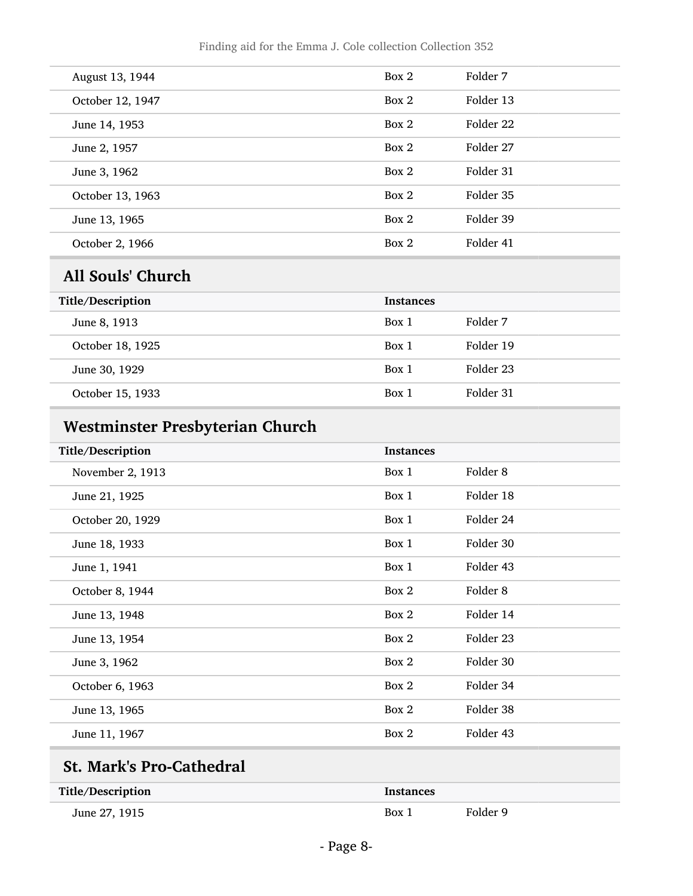| Title/Description | Instances | |
|---|---|---|
| August 13, 1944 | Box 2 | Folder 7 |
| October 12, 1947 | Box 2 | Folder 13 |
| June 14, 1953 | Box 2 | Folder 22 |
| June 2, 1957 | Box 2 | Folder 27 |
| June 3, 1962 | Box 2 | Folder 31 |
| October 13, 1963 | Box 2 | Folder 35 |
| June 13, 1965 | Box 2 | Folder 39 |
| October 2, 1966 | Box 2 | Folder 41 |

## All Souls' Church

| Title/Description | Instances | |
|---|---|---|
| June 8, 1913 | Box 1 | Folder 7 |
| October 18, 1925 | Box 1 | Folder 19 |
| June 30, 1929 | Box 1 | Folder 23 |
| October 15, 1933 | Box 1 | Folder 31 |

## Westminster Presbyterian Church

| Title/Description | Instances | |
|---|---|---|
| November 2, 1913 | Box 1 | Folder 8 |
| June 21, 1925 | Box 1 | Folder 18 |
| October 20, 1929 | Box 1 | Folder 24 |
| June 18, 1933 | Box 1 | Folder 30 |
| June 1, 1941 | Box 1 | Folder 43 |
| October 8, 1944 | Box 2 | Folder 8 |
| June 13, 1948 | Box 2 | Folder 14 |
| June 13, 1954 | Box 2 | Folder 23 |
| June 3, 1962 | Box 2 | Folder 30 |
| October 6, 1963 | Box 2 | Folder 34 |
| June 13, 1965 | Box 2 | Folder 38 |
| June 11, 1967 | Box 2 | Folder 43 |

## St. Mark's Pro-Cathedral

| Title/Description | Instances | |
|---|---|---|
| June 27, 1915 | Box 1 | Folder 9 |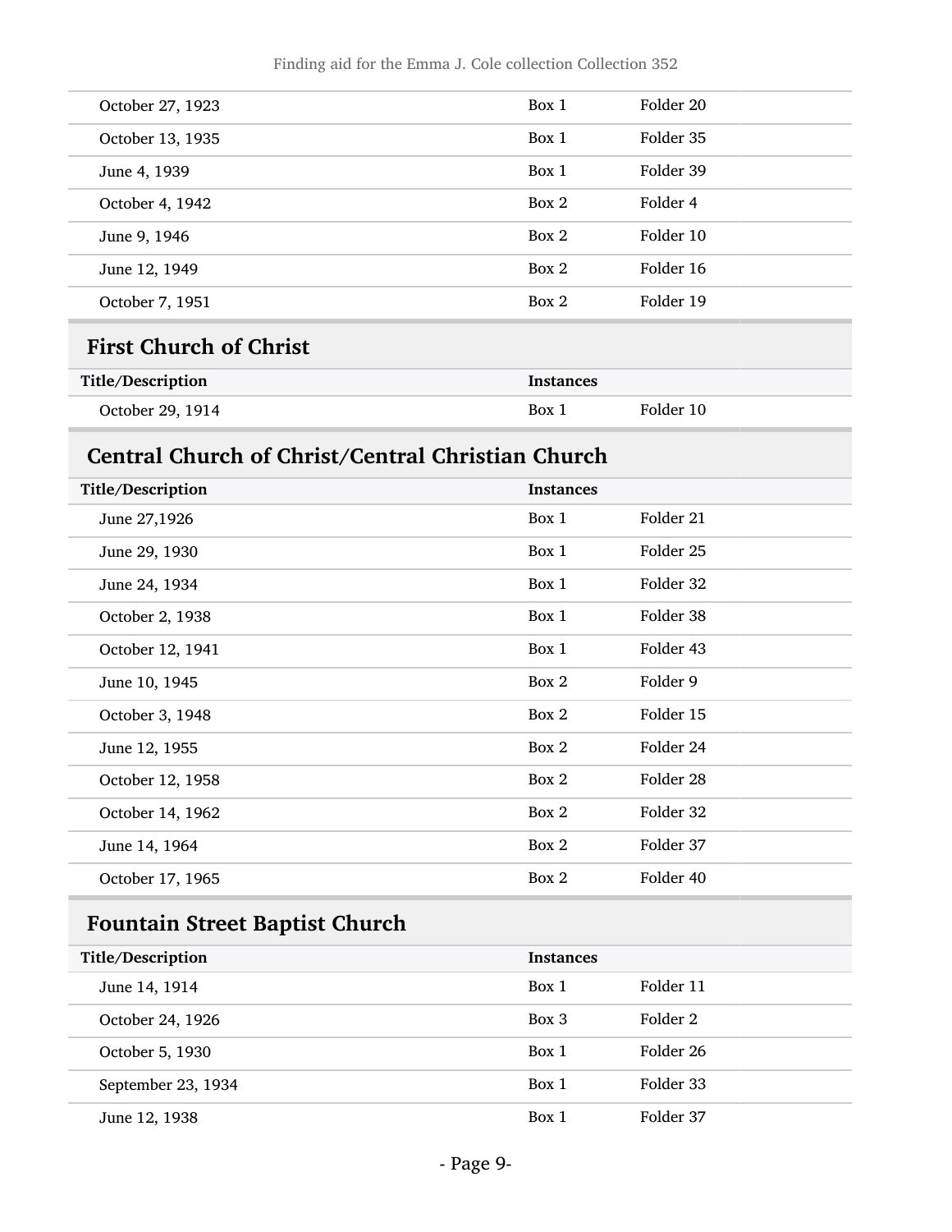| Title/Description | Instances | |
|---|---|---|
| October 27, 1923 | Box 1 | Folder 20 |
| October 13, 1935 | Box 1 | Folder 35 |
| June 4, 1939 | Box 1 | Folder 39 |
| October 4, 1942 | Box 2 | Folder 4 |
| June 9, 1946 | Box 2 | Folder 10 |
| June 12, 1949 | Box 2 | Folder 16 |
| October 7, 1951 | Box 2 | Folder 19 |

## First Church of Christ

| Title/Description | Instances | |
|---|---|---|
| October 29, 1914 | Box 1 | Folder 10 |

## Central Church of Christ/Central Christian Church

| Title/Description | Instances | |
|---|---|---|
| June 27,1926 | Box 1 | Folder 21 |
| June 29, 1930 | Box 1 | Folder 25 |
| June 24, 1934 | Box 1 | Folder 32 |
| October 2, 1938 | Box 1 | Folder 38 |
| October 12, 1941 | Box 1 | Folder 43 |
| June 10, 1945 | Box 2 | Folder 9 |
| October 3, 1948 | Box 2 | Folder 15 |
| June 12, 1955 | Box 2 | Folder 24 |
| October 12, 1958 | Box 2 | Folder 28 |
| October 14, 1962 | Box 2 | Folder 32 |
| June 14, 1964 | Box 2 | Folder 37 |
| October 17, 1965 | Box 2 | Folder 40 |

## Fountain Street Baptist Church

| Title/Description | Instances | |
|---|---|---|
| June 14, 1914 | Box 1 | Folder 11 |
| October 24, 1926 | Box 3 | Folder 2 |
| October 5, 1930 | Box 1 | Folder 26 |
| September 23, 1934 | Box 1 | Folder 33 |
| June 12, 1938 | Box 1 | Folder 37 |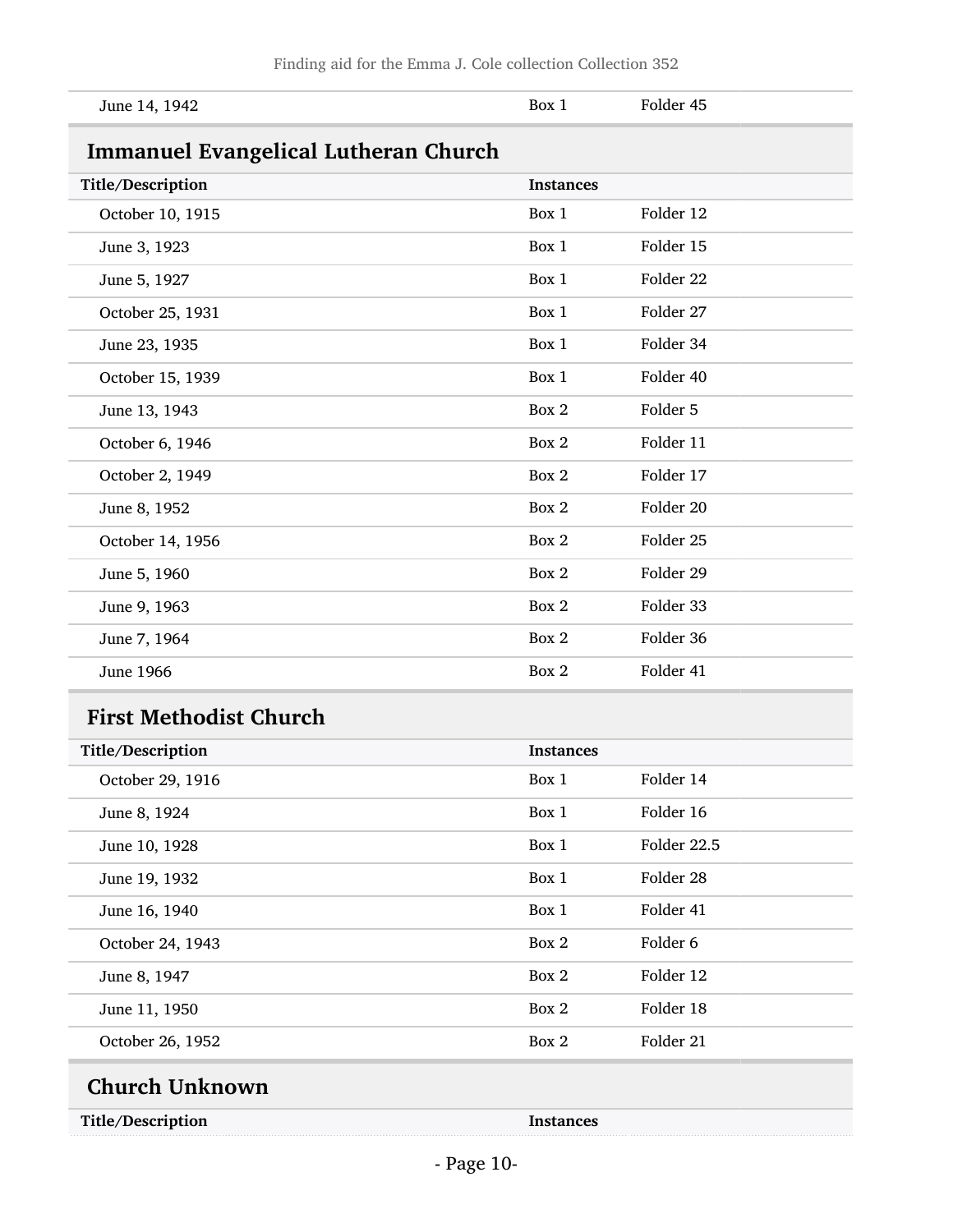| Title/Description | Instances | |
|---|---|---|
| June 14, 1942 | Box 1 | Folder 45 |

## Immanuel Evangelical Lutheran Church

| Title/Description | Instances | |
|---|---|---|
| October 10, 1915 | Box 1 | Folder 12 |
| June 3, 1923 | Box 1 | Folder 15 |
| June 5, 1927 | Box 1 | Folder 22 |
| October 25, 1931 | Box 1 | Folder 27 |
| June 23, 1935 | Box 1 | Folder 34 |
| October 15, 1939 | Box 1 | Folder 40 |
| June 13, 1943 | Box 2 | Folder 5 |
| October 6, 1946 | Box 2 | Folder 11 |
| October 2, 1949 | Box 2 | Folder 17 |
| June 8, 1952 | Box 2 | Folder 20 |
| October 14, 1956 | Box 2 | Folder 25 |
| June 5, 1960 | Box 2 | Folder 29 |
| June 9, 1963 | Box 2 | Folder 33 |
| June 7, 1964 | Box 2 | Folder 36 |
| June 1966 | Box 2 | Folder 41 |

## First Methodist Church

| Title/Description | Instances | |
|---|---|---|
| October 29, 1916 | Box 1 | Folder 14 |
| June 8, 1924 | Box 1 | Folder 16 |
| June 10, 1928 | Box 1 | Folder 22.5 |
| June 19, 1932 | Box 1 | Folder 28 |
| June 16, 1940 | Box 1 | Folder 41 |
| October 24, 1943 | Box 2 | Folder 6 |
| June 8, 1947 | Box 2 | Folder 12 |
| June 11, 1950 | Box 2 | Folder 18 |
| October 26, 1952 | Box 2 | Folder 21 |

## Church Unknown

| Title/Description | Instances |
|---|---|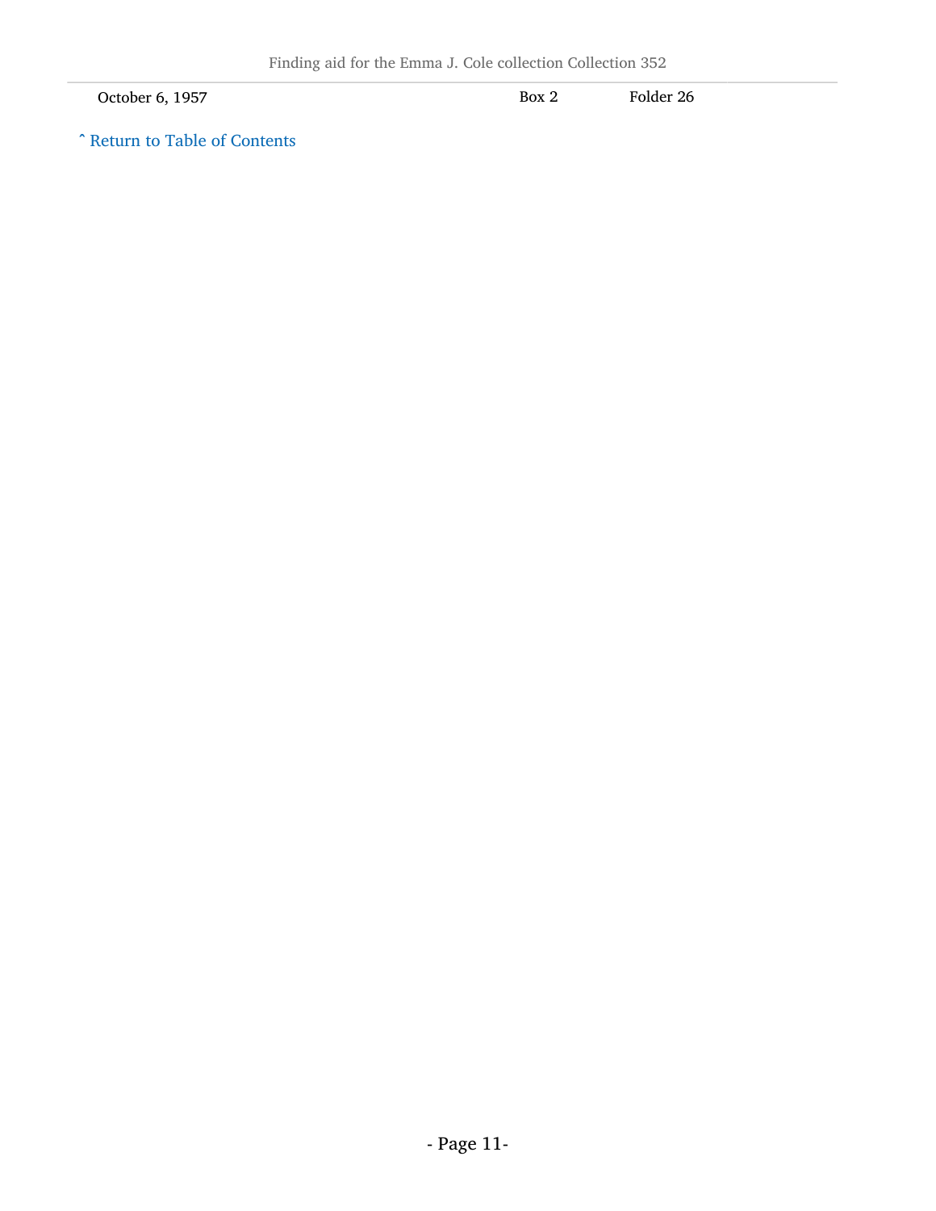| | | |
|---|---|---|
| October 6, 1957 | Box 2 | Folder 26 |

ˆ Return to Table of Contents